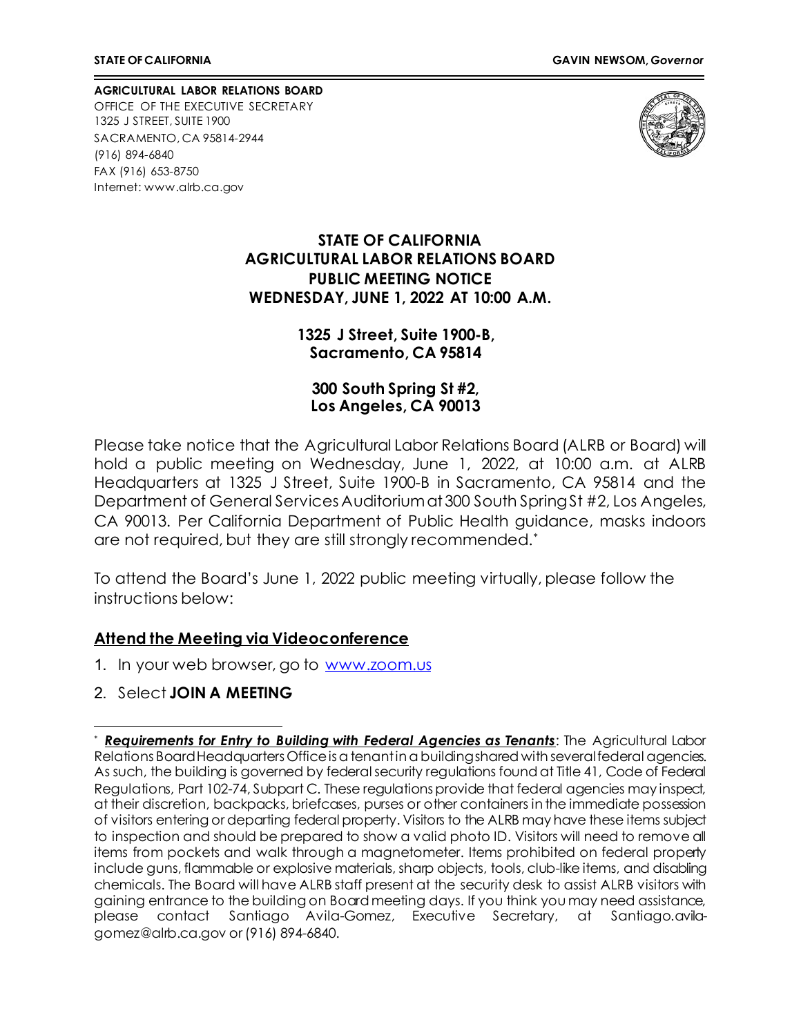**STATE OF CALIFORNIA** **GAVIN NEWSOM,** ***Governor***

**AGRICULTURAL LABOR RELATIONS BOARD**
OFFICE OF THE EXECUTIVE SECRETARY
1325 J STREET, SUITE 1900
SACRAMENTO, CA 95814-2944
(916) 894-6840
FAX (916) 653-8750
Internet: www.alrb.ca.gov

# STATE OF CALIFORNIA
# AGRICULTURAL LABOR RELATIONS BOARD
# PUBLIC MEETING NOTICE
# WEDNESDAY, JUNE 1, 2022 AT 10:00 A.M.

**1325 J Street, Suite 1900-B,**
**Sacramento, CA 95814**

**300 South Spring St #2,**
**Los Angeles, CA 90013**

Please take notice that the Agricultural Labor Relations Board (ALRB or Board) will hold a public meeting on Wednesday, June 1, 2022, at 10:00 a.m. at ALRB Headquarters at 1325 J Street, Suite 1900-B in Sacramento, CA 95814 and the Department of General Services Auditorium at 300 South Spring St #2, Los Angeles, CA 90013. Per California Department of Public Health guidance, masks indoors are not required, but they are still strongly recommended.[*]

To attend the Board's June 1, 2022 public meeting virtually, please follow the instructions below:

## Attend the Meeting via Videoconference

1. In your web browser, go to [www.zoom.us](http://www.zoom.us)
2. Select **JOIN A MEETING**

---

[*] ***Requirements for Entry to Building with Federal Agencies as Tenants***: The Agricultural Labor Relations Board Headquarters Office is a tenant in a building shared with several federal agencies. As such, the building is governed by federal security regulations found at Title 41, Code of Federal Regulations, Part 102-74, Subpart C. These regulations provide that federal agencies may inspect, at their discretion, backpacks, briefcases, purses or other containers in the immediate possession of visitors entering or departing federal property. Visitors to the ALRB may have these items subject to inspection and should be prepared to show a valid photo ID. Visitors will need to remove all items from pockets and walk through a magnetometer. Items prohibited on federal property include guns, flammable or explosive materials, sharp objects, tools, club-like items, and disabling chemicals. The Board will have ALRB staff present at the security desk to assist ALRB visitors with gaining entrance to the building on Board meeting days. If you think you may need assistance, please contact Santiago Avila-Gomez, Executive Secretary, at Santiago.avila-gomez@alrb.ca.gov or (916) 894-6840.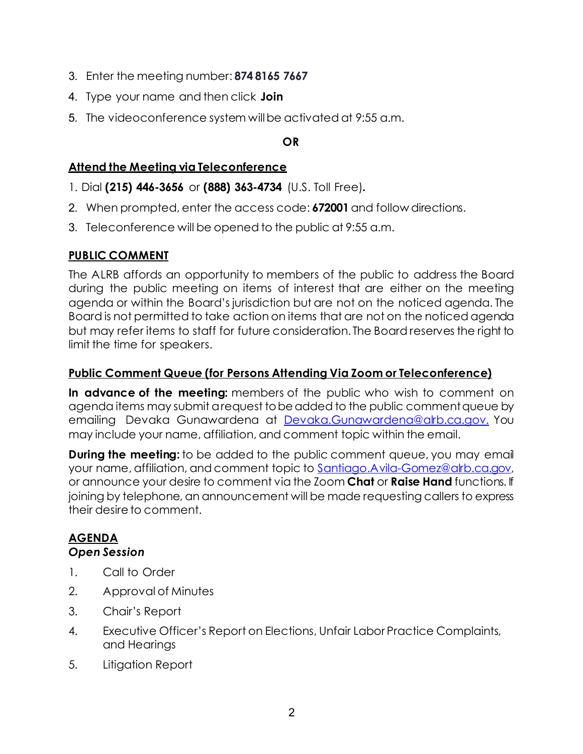3. Enter the meeting number: **874 8165 7667**
4. Type your name and then click **Join**
5. The videoconference system will be activated at 9:55 a.m.

**OR**

**Attend the Meeting via Teleconference**

1. Dial **(215) 446-3656** or **(888) 363-4734** (U.S. Toll Free).
2. When prompted, enter the access code: **672001** and follow directions.
3. Teleconference will be opened to the public at 9:55 a.m.

## PUBLIC COMMENT

The ALRB affords an opportunity to members of the public to address the Board during the public meeting on items of interest that are either on the meeting agenda or within the Board's jurisdiction but are not on the noticed agenda. The Board is not permitted to take action on items that are not on the noticed agenda but may refer items to staff for future consideration. The Board reserves the right to limit the time for speakers.

**Public Comment Queue (for Persons Attending Via Zoom or Teleconference)**

**In advance of the meeting:** members of the public who wish to comment on agenda items may submit a request to be added to the public comment queue by emailing Devaka Gunawardena at Devaka.Gunawardena@alrb.ca.gov. You may include your name, affiliation, and comment topic within the email.

**During the meeting:** to be added to the public comment queue, you may email your name, affiliation, and comment topic to Santiago.Avila-Gomez@alrb.ca.gov, or announce your desire to comment via the Zoom **Chat** or **Raise Hand** functions. If joining by telephone, an announcement will be made requesting callers to express their desire to comment.

## AGENDA

***Open Session***

1. Call to Order
2. Approval of Minutes
3. Chair's Report
4. Executive Officer's Report on Elections, Unfair Labor Practice Complaints, and Hearings
5. Litigation Report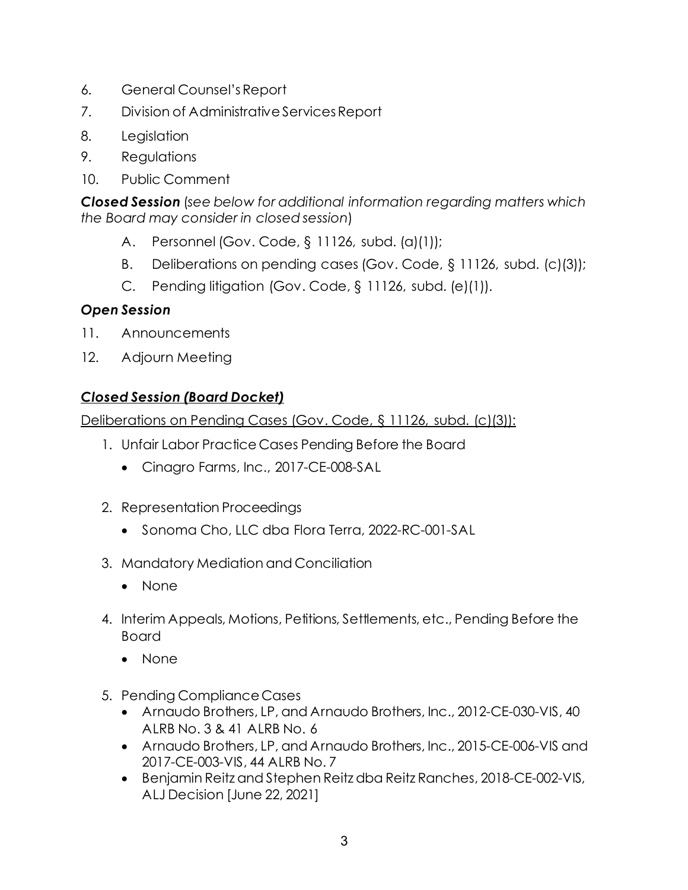6. General Counsel's Report
7. Division of Administrative Services Report
8. Legislation
9. Regulations
10. Public Comment

***Closed Session*** (*see below for additional information regarding matters which the Board may consider in closed session*)

A. Personnel (Gov. Code, § 11126, subd. (a)(1));

B. Deliberations on pending cases (Gov. Code, § 11126, subd. (c)(3));

C. Pending litigation (Gov. Code, § 11126, subd. (e)(1)).

***Open Session***

11. Announcements
12. Adjourn Meeting

## ***Closed Session (Board Docket)***

Deliberations on Pending Cases (Gov. Code, § 11126, subd. (c)(3)):

1. Unfair Labor Practice Cases Pending Before the Board
   - Cinagro Farms, Inc., 2017-CE-008-SAL
2. Representation Proceedings
   - Sonoma Cho, LLC dba Flora Terra, 2022-RC-001-SAL
3. Mandatory Mediation and Conciliation
   - None
4. Interim Appeals, Motions, Petitions, Settlements, etc., Pending Before the Board
   - None
5. Pending Compliance Cases
   - Arnaudo Brothers, LP, and Arnaudo Brothers, Inc., 2012-CE-030-VIS, 40 ALRB No. 3 & 41 ALRB No. 6
   - Arnaudo Brothers, LP, and Arnaudo Brothers, Inc., 2015-CE-006-VIS and 2017-CE-003-VIS, 44 ALRB No. 7
   - Benjamin Reitz and Stephen Reitz dba Reitz Ranches, 2018-CE-002-VIS, ALJ Decision [June 22, 2021]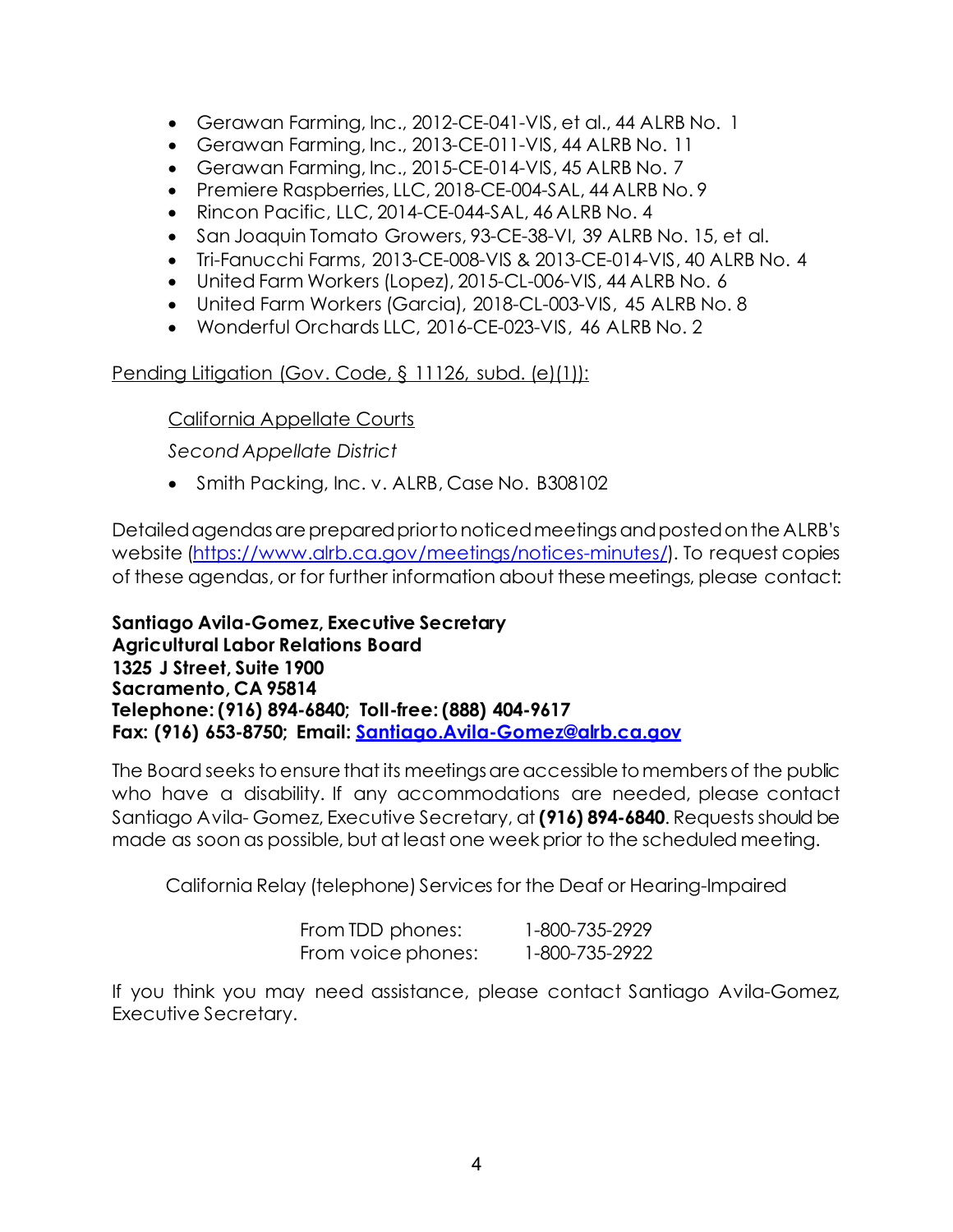- Gerawan Farming, Inc., 2012-CE-041-VIS, et al., 44 ALRB No. 1
- Gerawan Farming, Inc., 2013-CE-011-VIS, 44 ALRB No. 11
- Gerawan Farming, Inc., 2015-CE-014-VIS, 45 ALRB No. 7
- Premiere Raspberries, LLC, 2018-CE-004-SAL, 44 ALRB No. 9
- Rincon Pacific, LLC, 2014-CE-044-SAL, 46 ALRB No. 4
- San Joaquin Tomato Growers, 93-CE-38-VI, 39 ALRB No. 15, et al.
- Tri-Fanucchi Farms, 2013-CE-008-VIS & 2013-CE-014-VIS, 40 ALRB No. 4
- United Farm Workers (Lopez), 2015-CL-006-VIS, 44 ALRB No. 6
- United Farm Workers (Garcia), 2018-CL-003-VIS, 45 ALRB No. 8
- Wonderful Orchards LLC, 2016-CE-023-VIS, 46 ALRB No. 2

Pending Litigation (Gov. Code, § 11126, subd. (e)(1)):

California Appellate Courts

*Second Appellate District*

- Smith Packing, Inc. v. ALRB, Case No. B308102

Detailed agendas are prepared prior to noticed meetings and posted on the ALRB's website (https://www.alrb.ca.gov/meetings/notices-minutes/). To request copies of these agendas, or for further information about these meetings, please contact:

**Santiago Avila-Gomez, Executive Secretary**
**Agricultural Labor Relations Board**
**1325 J Street, Suite 1900**
**Sacramento, CA 95814**
**Telephone: (916) 894-6840; Toll-free: (888) 404-9617**
**Fax: (916) 653-8750; Email: Santiago.Avila-Gomez@alrb.ca.gov**

The Board seeks to ensure that its meetings are accessible to members of the public who have a disability. If any accommodations are needed, please contact Santiago Avila- Gomez, Executive Secretary, at **(916) 894-6840**. Requests should be made as soon as possible, but at least one week prior to the scheduled meeting.

California Relay (telephone) Services for the Deaf or Hearing-Impaired

| | |
|---|---|
| From TDD phones: | 1-800-735-2929 |
| From voice phones: | 1-800-735-2922 |

If you think you may need assistance, please contact Santiago Avila-Gomez, Executive Secretary.